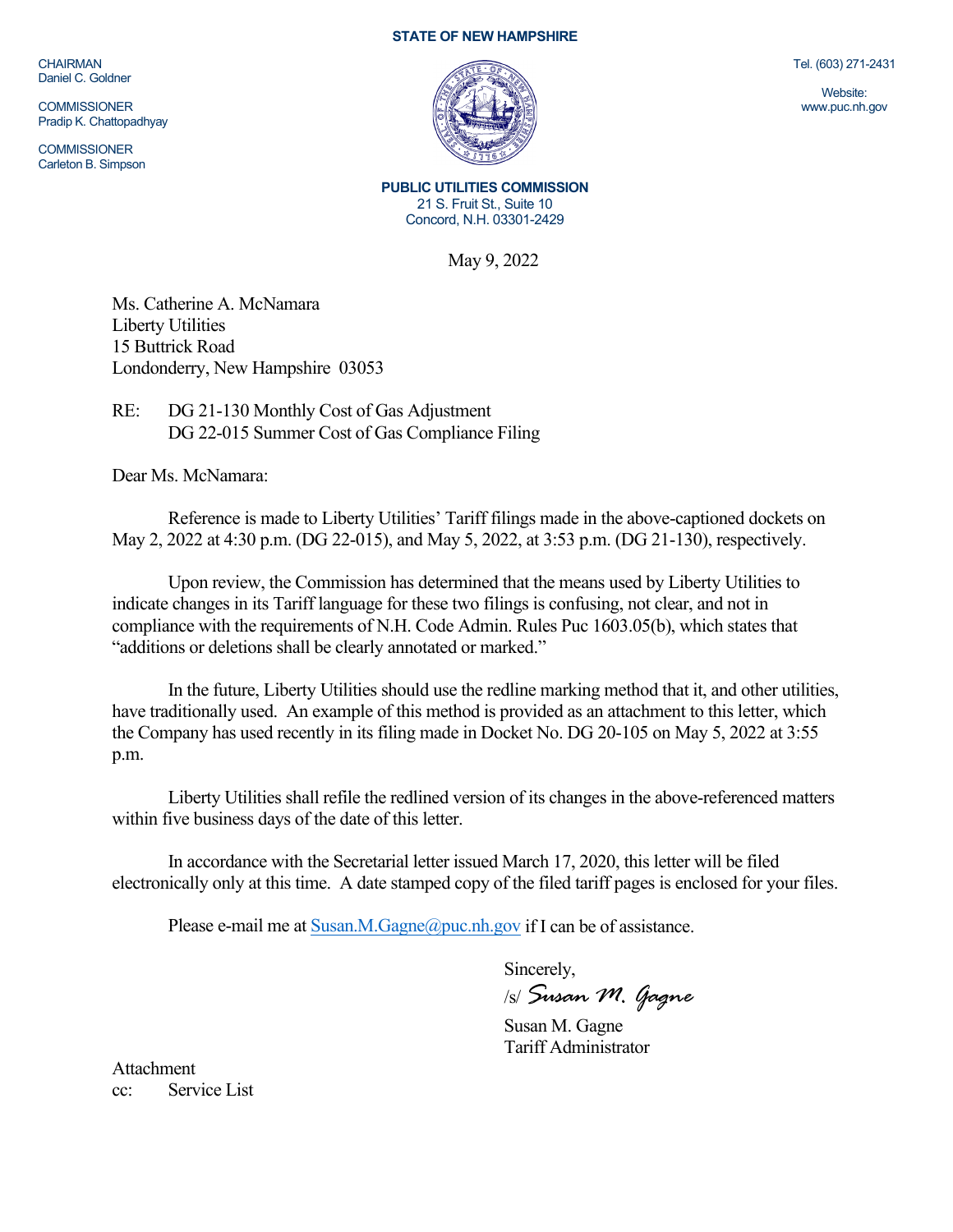**STATE OF NEW HAMPSHIRE**

CHAIRMAN
Daniel C. Goldner

COMMISSIONER
Pradip K. Chattopadhyay

COMMISSIONER
Carleton B. Simpson

Tel. (603) 271-2431

Website:
www.puc.nh.gov

**PUBLIC UTILITIES COMMISSION**
21 S. Fruit St., Suite 10
Concord, N.H. 03301-2429

May 9, 2022

Ms. Catherine A. McNamara
Liberty Utilities
15 Buttrick Road
Londonderry, New Hampshire 03053

RE: DG 21-130 Monthly Cost of Gas Adjustment
DG 22-015 Summer Cost of Gas Compliance Filing

Dear Ms. McNamara:

Reference is made to Liberty Utilities' Tariff filings made in the above-captioned dockets on May 2, 2022 at 4:30 p.m. (DG 22-015), and May 5, 2022, at 3:53 p.m. (DG 21-130), respectively.

Upon review, the Commission has determined that the means used by Liberty Utilities to indicate changes in its Tariff language for these two filings is confusing, not clear, and not in compliance with the requirements of N.H. Code Admin. Rules Puc 1603.05(b), which states that "additions or deletions shall be clearly annotated or marked."

In the future, Liberty Utilities should use the redline marking method that it, and other utilities, have traditionally used. An example of this method is provided as an attachment to this letter, which the Company has used recently in its filing made in Docket No. DG 20-105 on May 5, 2022 at 3:55 p.m.

Liberty Utilities shall refile the redlined version of its changes in the above-referenced matters within five business days of the date of this letter.

In accordance with the Secretarial letter issued March 17, 2020, this letter will be filed electronically only at this time. A date stamped copy of the filed tariff pages is enclosed for your files.

Please e-mail me at Susan.M.Gagne@puc.nh.gov if I can be of assistance.

Sincerely,
/s/ *Susan M. Gagne*

Susan M. Gagne
Tariff Administrator

Attachment
cc: Service List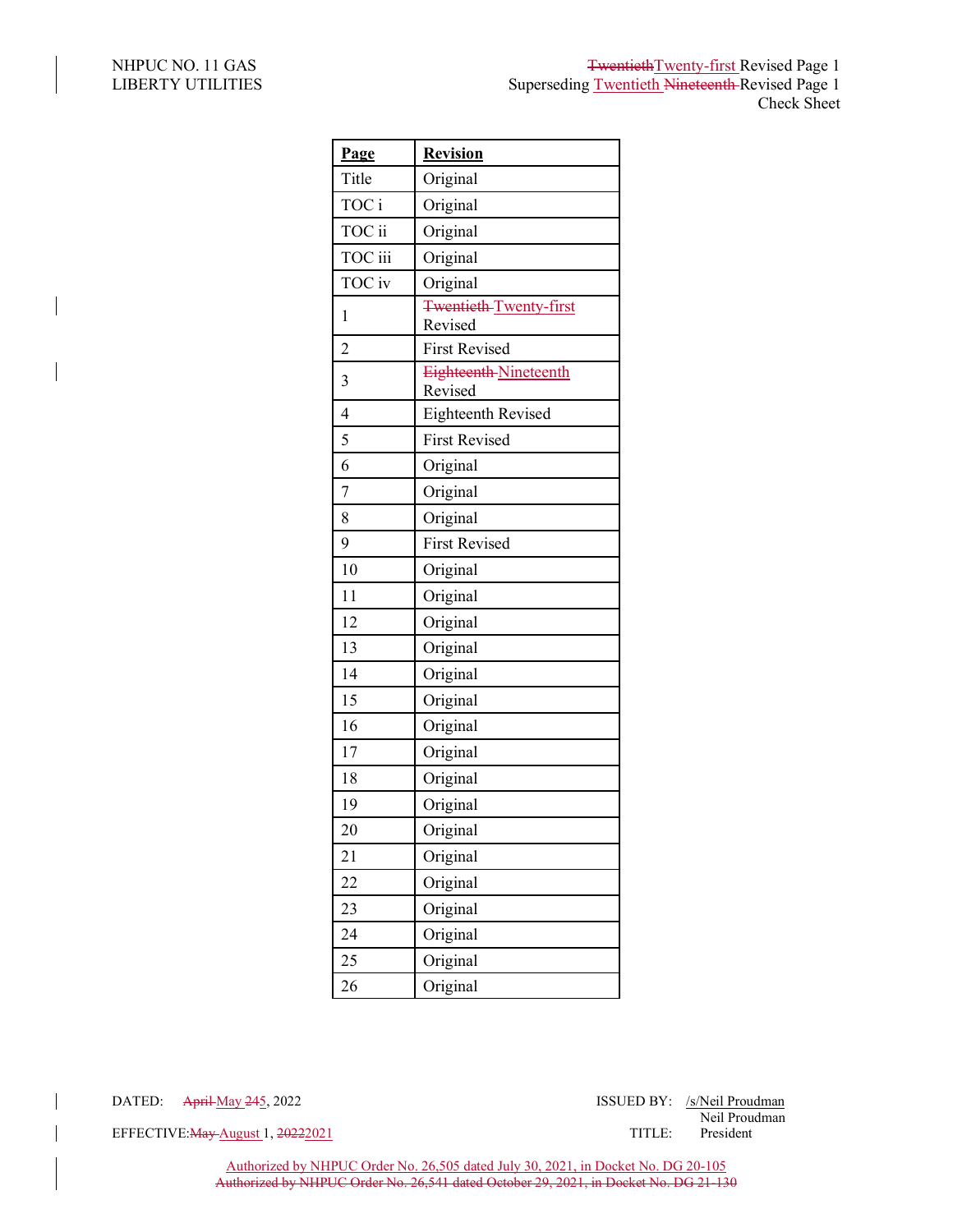NHPUC NO. 11 GAS
LIBERTY UTILITIES

~~Twentieth~~Twenty-first Revised Page 1
Superseding Twentieth ~~Nineteenth~~ Revised Page 1
Check Sheet

| **Page** | **Revision** |
|---|---|
| Title | Original |
| TOC i | Original |
| TOC ii | Original |
| TOC iii | Original |
| TOC iv | Original |
| 1 | ~~Twentieth~~ Twenty-first Revised |
| 2 | First Revised |
| 3 | ~~Eighteenth~~ Nineteenth Revised |
| 4 | Eighteenth Revised |
| 5 | First Revised |
| 6 | Original |
| 7 | Original |
| 8 | Original |
| 9 | First Revised |
| 10 | Original |
| 11 | Original |
| 12 | Original |
| 13 | Original |
| 14 | Original |
| 15 | Original |
| 16 | Original |
| 17 | Original |
| 18 | Original |
| 19 | Original |
| 20 | Original |
| 21 | Original |
| 22 | Original |
| 23 | Original |
| 24 | Original |
| 25 | Original |
| 26 | Original |

DATED: ~~April~~ May ~~24~~5, 2022

EFFECTIVE: ~~May~~ August 1, ~~2022~~2021

ISSUED BY: /s/Neil Proudman
Neil Proudman
TITLE: President

Authorized by NHPUC Order No. 26,505 dated July 30, 2021, in Docket No. DG 20-105
~~Authorized by NHPUC Order No. 26,541 dated October 29, 2021, in Docket No. DG 21-130~~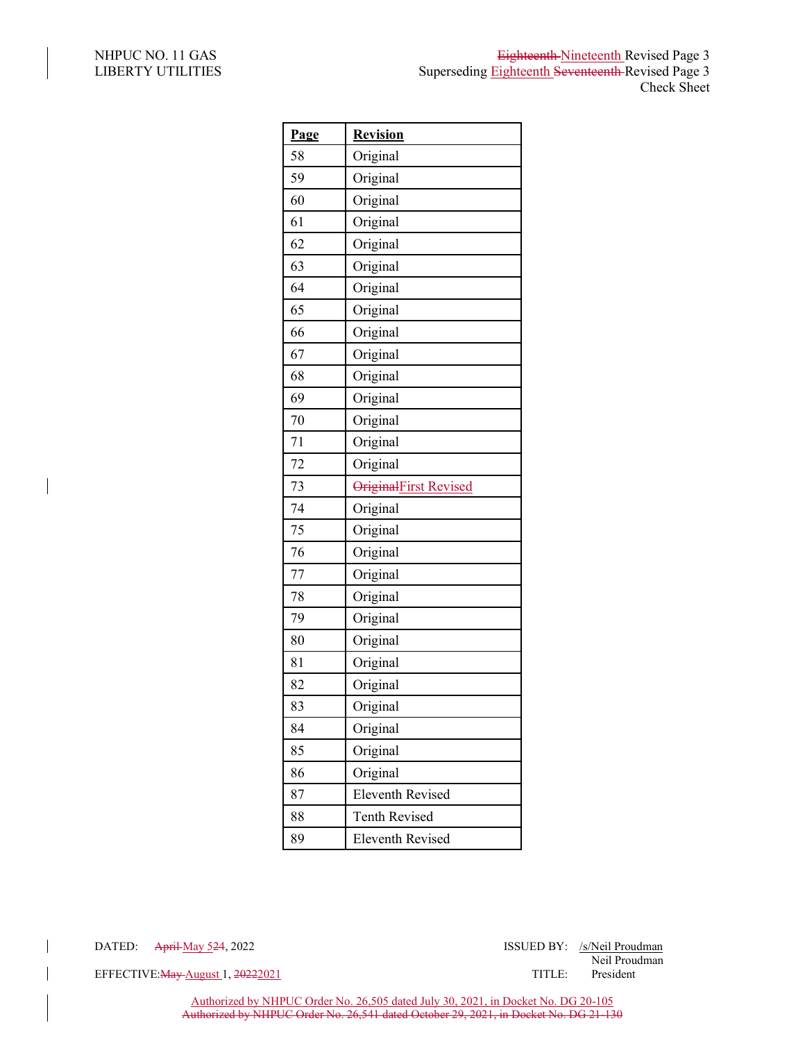NHPUC NO. 11 GAS
LIBERTY UTILITIES

~~Eighteenth~~ Nineteenth Revised Page 3
Superseding Eighteenth ~~Seventeenth~~ Revised Page 3
Check Sheet

| Page | Revision |
|---|---|
| 58 | Original |
| 59 | Original |
| 60 | Original |
| 61 | Original |
| 62 | Original |
| 63 | Original |
| 64 | Original |
| 65 | Original |
| 66 | Original |
| 67 | Original |
| 68 | Original |
| 69 | Original |
| 70 | Original |
| 71 | Original |
| 72 | Original |
| 73 | ~~Original~~First Revised |
| 74 | Original |
| 75 | Original |
| 76 | Original |
| 77 | Original |
| 78 | Original |
| 79 | Original |
| 80 | Original |
| 81 | Original |
| 82 | Original |
| 83 | Original |
| 84 | Original |
| 85 | Original |
| 86 | Original |
| 87 | Eleventh Revised |
| 88 | Tenth Revised |
| 89 | Eleventh Revised |

DATED: ~~April~~ May ~~5~~24, 2022

EFFECTIVE: ~~May~~ August 1, ~~2022~~2021

ISSUED BY: /s/Neil Proudman
Neil Proudman

TITLE: President

Authorized by NHPUC Order No. 26,505 dated July 30, 2021, in Docket No. DG 20-105
~~Authorized by NHPUC Order No. 26,541 dated October 29, 2021, in Docket No. DG 21-130~~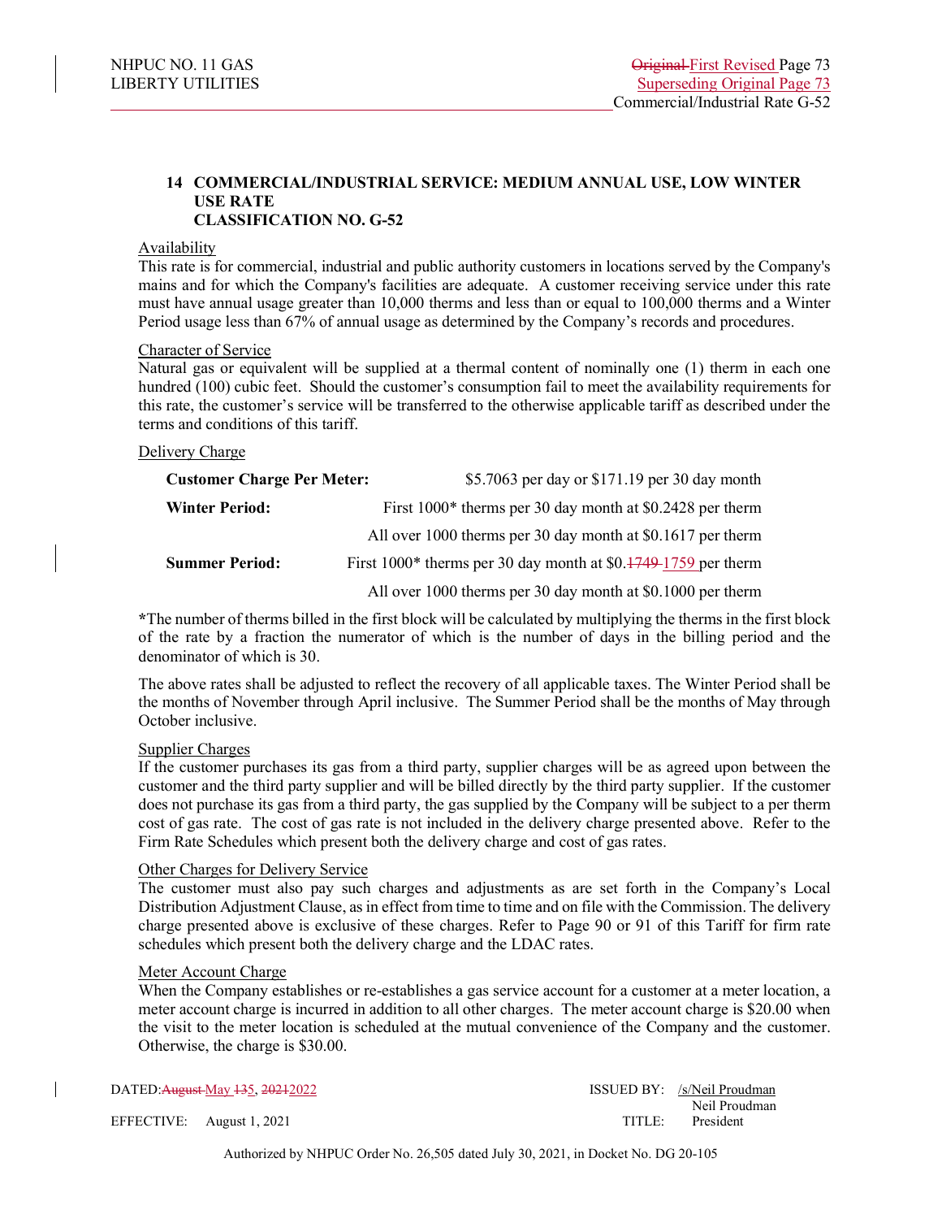NHPUC NO. 11 GAS
LIBERTY UTILITIES

~~Original~~ First Revised Page 73
Superseding Original Page 73
Commercial/Industrial Rate G-52

## 14 COMMERCIAL/INDUSTRIAL SERVICE: MEDIUM ANNUAL USE, LOW WINTER USE RATE CLASSIFICATION NO. G-52

Availability

This rate is for commercial, industrial and public authority customers in locations served by the Company's mains and for which the Company's facilities are adequate. A customer receiving service under this rate must have annual usage greater than 10,000 therms and less than or equal to 100,000 therms and a Winter Period usage less than 67% of annual usage as determined by the Company's records and procedures.

Character of Service

Natural gas or equivalent will be supplied at a thermal content of nominally one (1) therm in each one hundred (100) cubic feet. Should the customer's consumption fail to meet the availability requirements for this rate, the customer's service will be transferred to the otherwise applicable tariff as described under the terms and conditions of this tariff.

Delivery Charge

| | |
|---|---|
| **Customer Charge Per Meter:** | $5.7063 per day or $171.19 per 30 day month |
| **Winter Period:** | First 1000* therms per 30 day month at $0.2428 per therm |
| | All over 1000 therms per 30 day month at $0.1617 per therm |
| **Summer Period:** | First 1000* therms per 30 day month at $0.~~1749~~ 1759 per therm |
| | All over 1000 therms per 30 day month at $0.1000 per therm |

*The number of therms billed in the first block will be calculated by multiplying the therms in the first block of the rate by a fraction the numerator of which is the number of days in the billing period and the denominator of which is 30.

The above rates shall be adjusted to reflect the recovery of all applicable taxes. The Winter Period shall be the months of November through April inclusive. The Summer Period shall be the months of May through October inclusive.

Supplier Charges

If the customer purchases its gas from a third party, supplier charges will be as agreed upon between the customer and the third party supplier and will be billed directly by the third party supplier. If the customer does not purchase its gas from a third party, the gas supplied by the Company will be subject to a per therm cost of gas rate. The cost of gas rate is not included in the delivery charge presented above. Refer to the Firm Rate Schedules which present both the delivery charge and cost of gas rates.

Other Charges for Delivery Service

The customer must also pay such charges and adjustments as are set forth in the Company's Local Distribution Adjustment Clause, as in effect from time to time and on file with the Commission. The delivery charge presented above is exclusive of these charges. Refer to Page 90 or 91 of this Tariff for firm rate schedules which present both the delivery charge and the LDAC rates.

Meter Account Charge

When the Company establishes or re-establishes a gas service account for a customer at a meter location, a meter account charge is incurred in addition to all other charges. The meter account charge is $20.00 when the visit to the meter location is scheduled at the mutual convenience of the Company and the customer. Otherwise, the charge is $30.00.

DATED: ~~August~~ May ~~13~~5, ~~2021~~2022
EFFECTIVE: August 1, 2021

ISSUED BY: /s/Neil Proudman
Neil Proudman
TITLE: President

Authorized by NHPUC Order No. 26,505 dated July 30, 2021, in Docket No. DG 20-105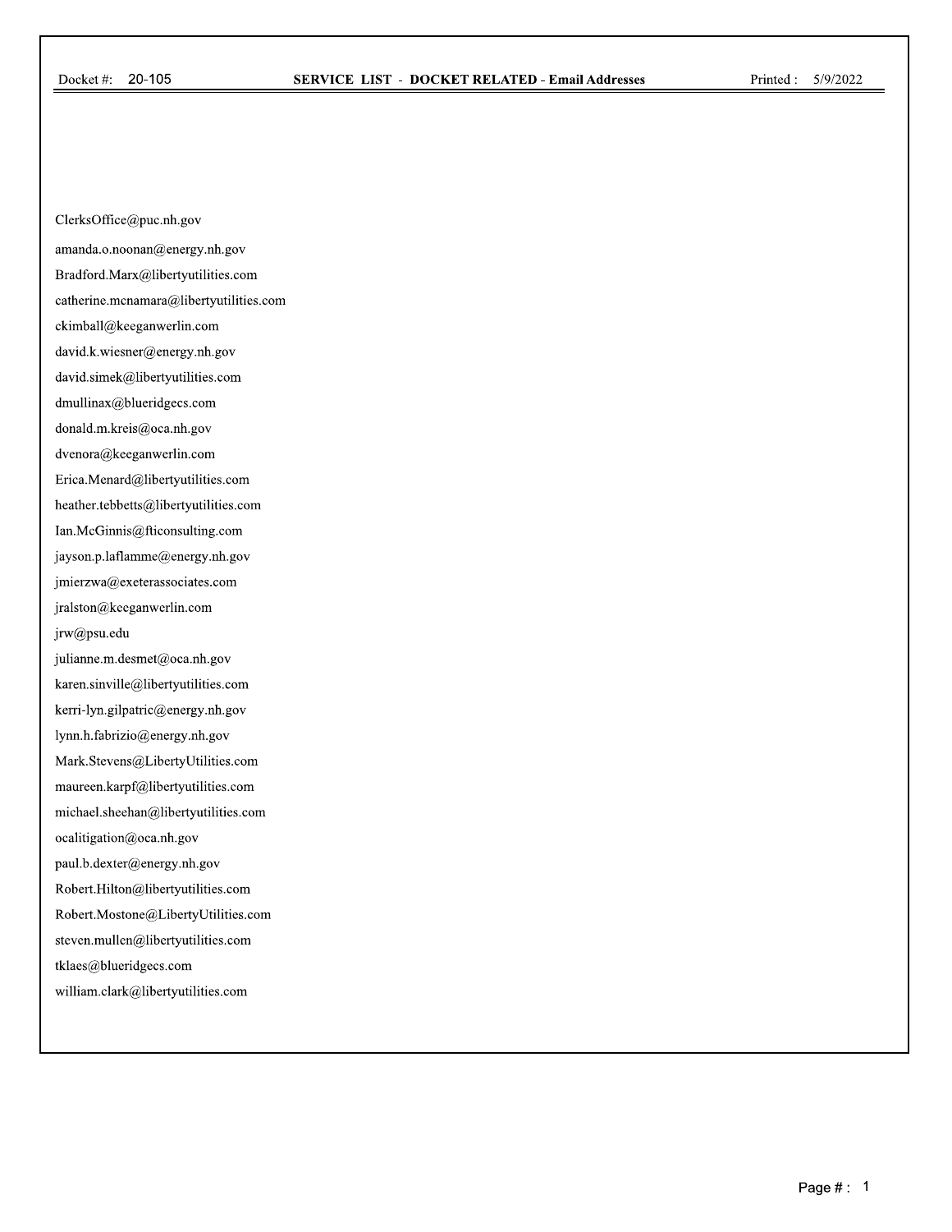Docket #: 20-105 **SERVICE LIST - DOCKET RELATED - Email Addresses** Printed : 5/9/2022

ClerksOffice@puc.nh.gov

amanda.o.noonan@energy.nh.gov

Bradford.Marx@libertyutilities.com

catherine.mcnamara@libertyutilities.com

ckimball@keeganwerlin.com

david.k.wiesner@energy.nh.gov

david.simek@libertyutilities.com

dmullinax@blueridgecs.com

donald.m.kreis@oca.nh.gov

dvenora@keeganwerlin.com

Erica.Menard@libertyutilities.com

heather.tebbetts@libertyutilities.com

Ian.McGinnis@fticonsulting.com

jayson.p.laflamme@energy.nh.gov

jmierzwa@exeterassociates.com

jralston@keeganwerlin.com

jrw@psu.edu

julianne.m.desmet@oca.nh.gov

karen.sinville@libertyutilities.com

kerri-lyn.gilpatric@energy.nh.gov

lynn.h.fabrizio@energy.nh.gov

Mark.Stevens@LibertyUtilities.com

maureen.karpf@libertyutilities.com

michael.sheehan@libertyutilities.com

ocalitigation@oca.nh.gov

paul.b.dexter@energy.nh.gov

Robert.Hilton@libertyutilities.com

Robert.Mostone@LibertyUtilities.com

steven.mullen@libertyutilities.com

tklaes@blueridgecs.com

william.clark@libertyutilities.com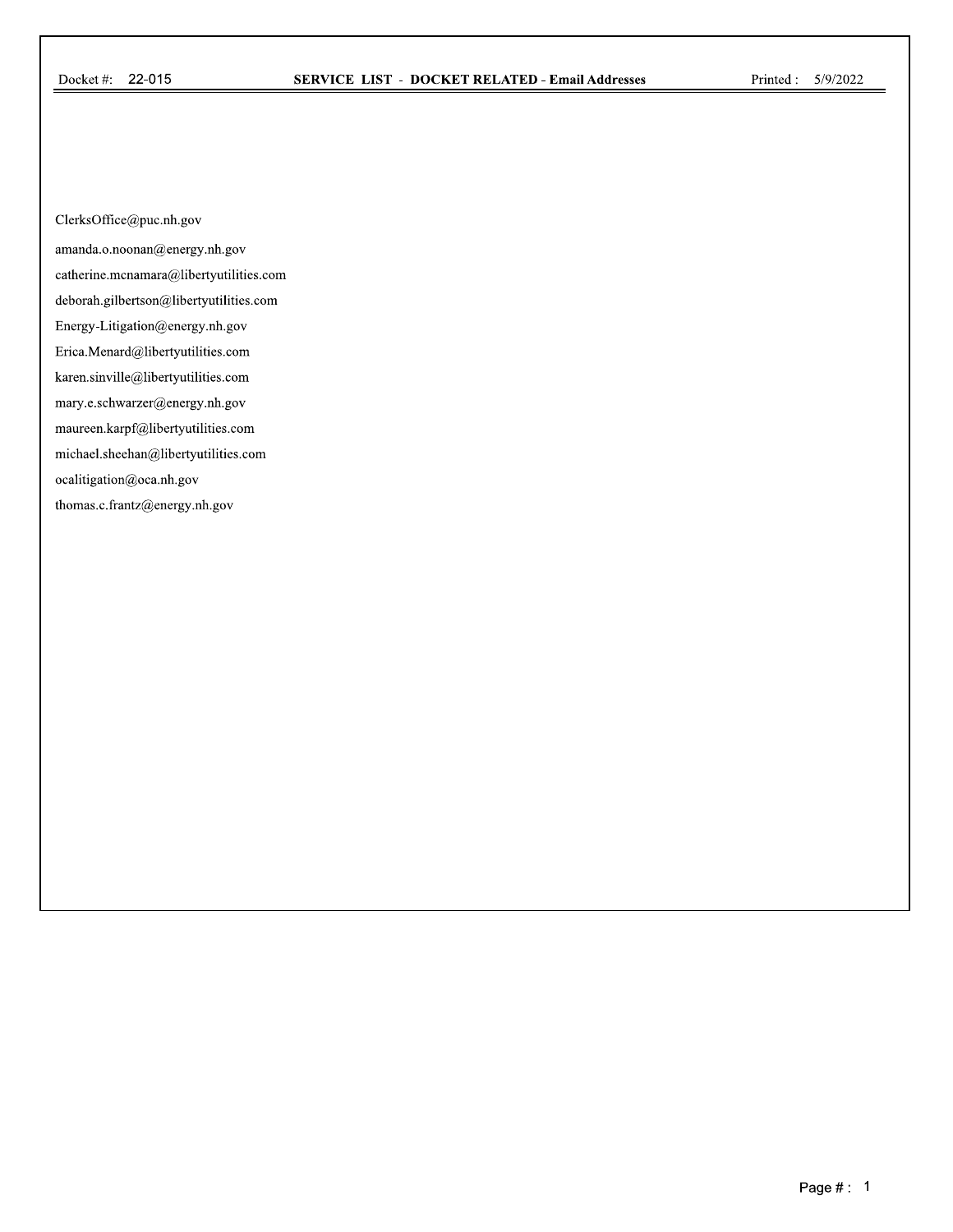Docket #: 22-015 **SERVICE LIST - DOCKET RELATED - Email Addresses** Printed : 5/9/2022

ClerksOffice@puc.nh.gov

amanda.o.noonan@energy.nh.gov

catherine.mcnamara@libertyutilities.com

deborah.gilbertson@libertyutilities.com

Energy-Litigation@energy.nh.gov

Erica.Menard@libertyutilities.com

karen.sinville@libertyutilities.com

mary.e.schwarzer@energy.nh.gov

maureen.karpf@libertyutilities.com

michael.sheehan@libertyutilities.com

ocalitigation@oca.nh.gov

thomas.c.frantz@energy.nh.gov